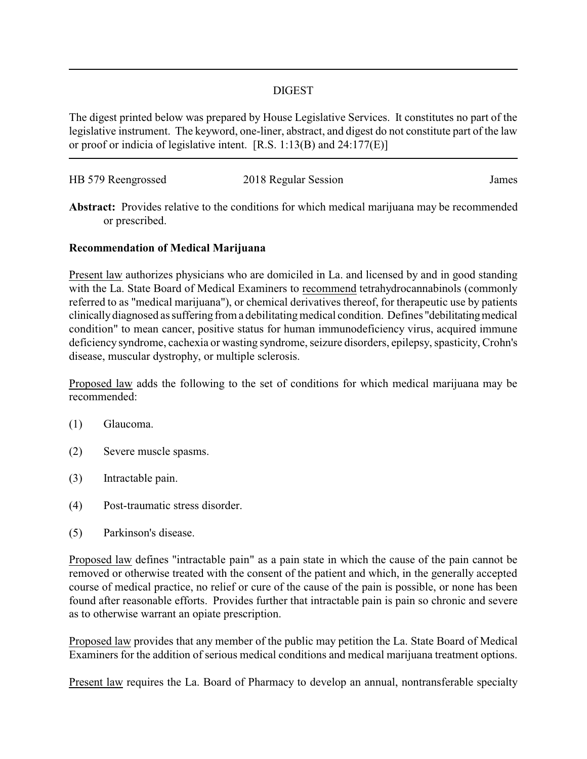# DIGEST

The digest printed below was prepared by House Legislative Services. It constitutes no part of the legislative instrument. The keyword, one-liner, abstract, and digest do not constitute part of the law or proof or indicia of legislative intent. [R.S. 1:13(B) and 24:177(E)]

HB 579 Reengrossed 2018 Regular Session James

**Abstract:** Provides relative to the conditions for which medical marijuana may be recommended or prescribed.

**Recommendation of Medical Marijuana**

Present law authorizes physicians who are domiciled in La. and licensed by and in good standing with the La. State Board of Medical Examiners to recommend tetrahydrocannabinols (commonly referred to as "medical marijuana"), or chemical derivatives thereof, for therapeutic use by patients clinically diagnosed as suffering from a debilitating medical condition. Defines "debilitating medical condition" to mean cancer, positive status for human immunodeficiency virus, acquired immune deficiency syndrome, cachexia or wasting syndrome, seizure disorders, epilepsy, spasticity, Crohn's disease, muscular dystrophy, or multiple sclerosis.

Proposed law adds the following to the set of conditions for which medical marijuana may be recommended:

(1) Glaucoma.

(2) Severe muscle spasms.

(3) Intractable pain.

(4) Post-traumatic stress disorder.

(5) Parkinson's disease.

Proposed law defines "intractable pain" as a pain state in which the cause of the pain cannot be removed or otherwise treated with the consent of the patient and which, in the generally accepted course of medical practice, no relief or cure of the cause of the pain is possible, or none has been found after reasonable efforts. Provides further that intractable pain is pain so chronic and severe as to otherwise warrant an opiate prescription.

Proposed law provides that any member of the public may petition the La. State Board of Medical Examiners for the addition of serious medical conditions and medical marijuana treatment options.

Present law requires the La. Board of Pharmacy to develop an annual, nontransferable specialty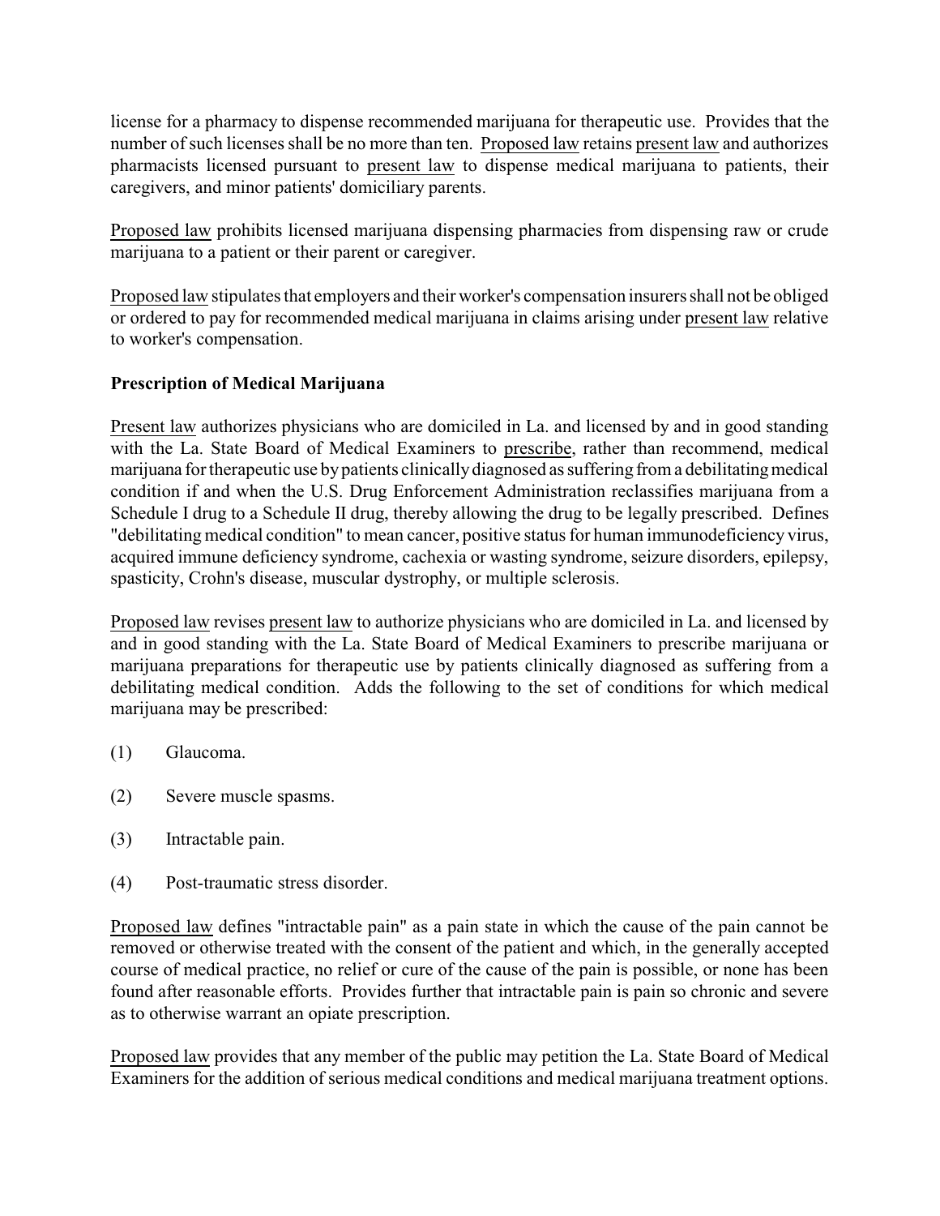license for a pharmacy to dispense recommended marijuana for therapeutic use. Provides that the number of such licenses shall be no more than ten. Proposed law retains present law and authorizes pharmacists licensed pursuant to present law to dispense medical marijuana to patients, their caregivers, and minor patients' domiciliary parents.

Proposed law prohibits licensed marijuana dispensing pharmacies from dispensing raw or crude marijuana to a patient or their parent or caregiver.

Proposed law stipulates that employers and their worker's compensation insurers shall not be obliged or ordered to pay for recommended medical marijuana in claims arising under present law relative to worker's compensation.

**Prescription of Medical Marijuana**

Present law authorizes physicians who are domiciled in La. and licensed by and in good standing with the La. State Board of Medical Examiners to prescribe, rather than recommend, medical marijuana for therapeutic use by patients clinically diagnosed as suffering from a debilitating medical condition if and when the U.S. Drug Enforcement Administration reclassifies marijuana from a Schedule I drug to a Schedule II drug, thereby allowing the drug to be legally prescribed. Defines "debilitating medical condition" to mean cancer, positive status for human immunodeficiency virus, acquired immune deficiency syndrome, cachexia or wasting syndrome, seizure disorders, epilepsy, spasticity, Crohn's disease, muscular dystrophy, or multiple sclerosis.

Proposed law revises present law to authorize physicians who are domiciled in La. and licensed by and in good standing with the La. State Board of Medical Examiners to prescribe marijuana or marijuana preparations for therapeutic use by patients clinically diagnosed as suffering from a debilitating medical condition. Adds the following to the set of conditions for which medical marijuana may be prescribed:

(1) Glaucoma.

(2) Severe muscle spasms.

(3) Intractable pain.

(4) Post-traumatic stress disorder.

Proposed law defines "intractable pain" as a pain state in which the cause of the pain cannot be removed or otherwise treated with the consent of the patient and which, in the generally accepted course of medical practice, no relief or cure of the cause of the pain is possible, or none has been found after reasonable efforts. Provides further that intractable pain is pain so chronic and severe as to otherwise warrant an opiate prescription.

Proposed law provides that any member of the public may petition the La. State Board of Medical Examiners for the addition of serious medical conditions and medical marijuana treatment options.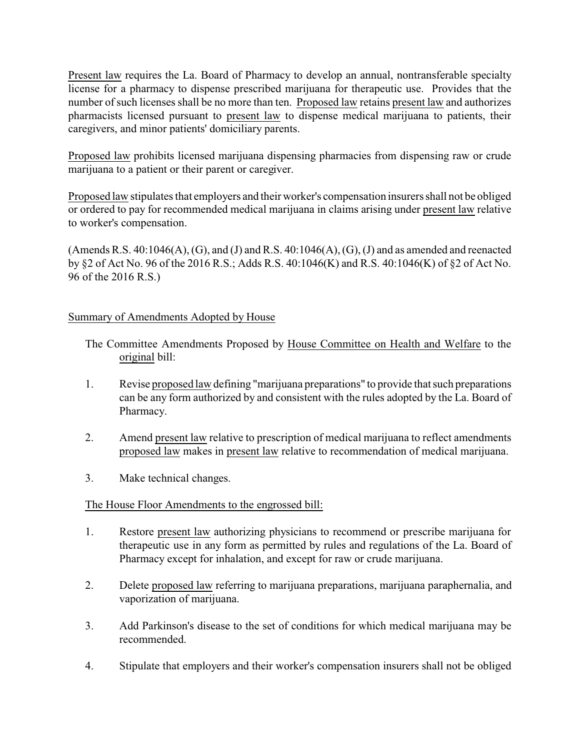Present law requires the La. Board of Pharmacy to develop an annual, nontransferable specialty license for a pharmacy to dispense prescribed marijuana for therapeutic use. Provides that the number of such licenses shall be no more than ten. Proposed law retains present law and authorizes pharmacists licensed pursuant to present law to dispense medical marijuana to patients, their caregivers, and minor patients' domiciliary parents.

Proposed law prohibits licensed marijuana dispensing pharmacies from dispensing raw or crude marijuana to a patient or their parent or caregiver.

Proposed law stipulates that employers and their worker's compensation insurers shall not be obliged or ordered to pay for recommended medical marijuana in claims arising under present law relative to worker's compensation.

(Amends R.S. 40:1046(A), (G), and (J) and R.S. 40:1046(A), (G), (J) and as amended and reenacted by §2 of Act No. 96 of the 2016 R.S.; Adds R.S. 40:1046(K) and R.S. 40:1046(K) of §2 of Act No. 96 of the 2016 R.S.)

## Summary of Amendments Adopted by House

The Committee Amendments Proposed by House Committee on Health and Welfare to the original bill:

1. Revise proposed law defining "marijuana preparations" to provide that such preparations can be any form authorized by and consistent with the rules adopted by the La. Board of Pharmacy.
2. Amend present law relative to prescription of medical marijuana to reflect amendments proposed law makes in present law relative to recommendation of medical marijuana.
3. Make technical changes.

The House Floor Amendments to the engrossed bill:

1. Restore present law authorizing physicians to recommend or prescribe marijuana for therapeutic use in any form as permitted by rules and regulations of the La. Board of Pharmacy except for inhalation, and except for raw or crude marijuana.
2. Delete proposed law referring to marijuana preparations, marijuana paraphernalia, and vaporization of marijuana.
3. Add Parkinson's disease to the set of conditions for which medical marijuana may be recommended.
4. Stipulate that employers and their worker's compensation insurers shall not be obliged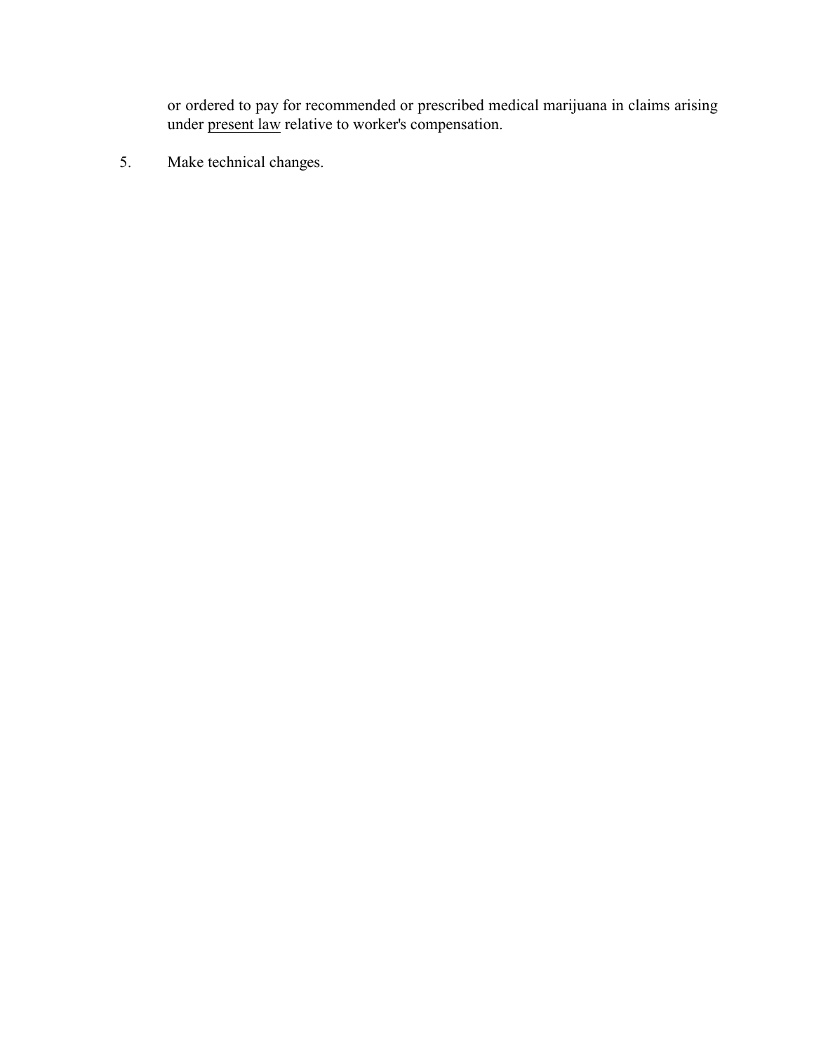or ordered to pay for recommended or prescribed medical marijuana in claims arising under present law relative to worker's compensation.

5. Make technical changes.